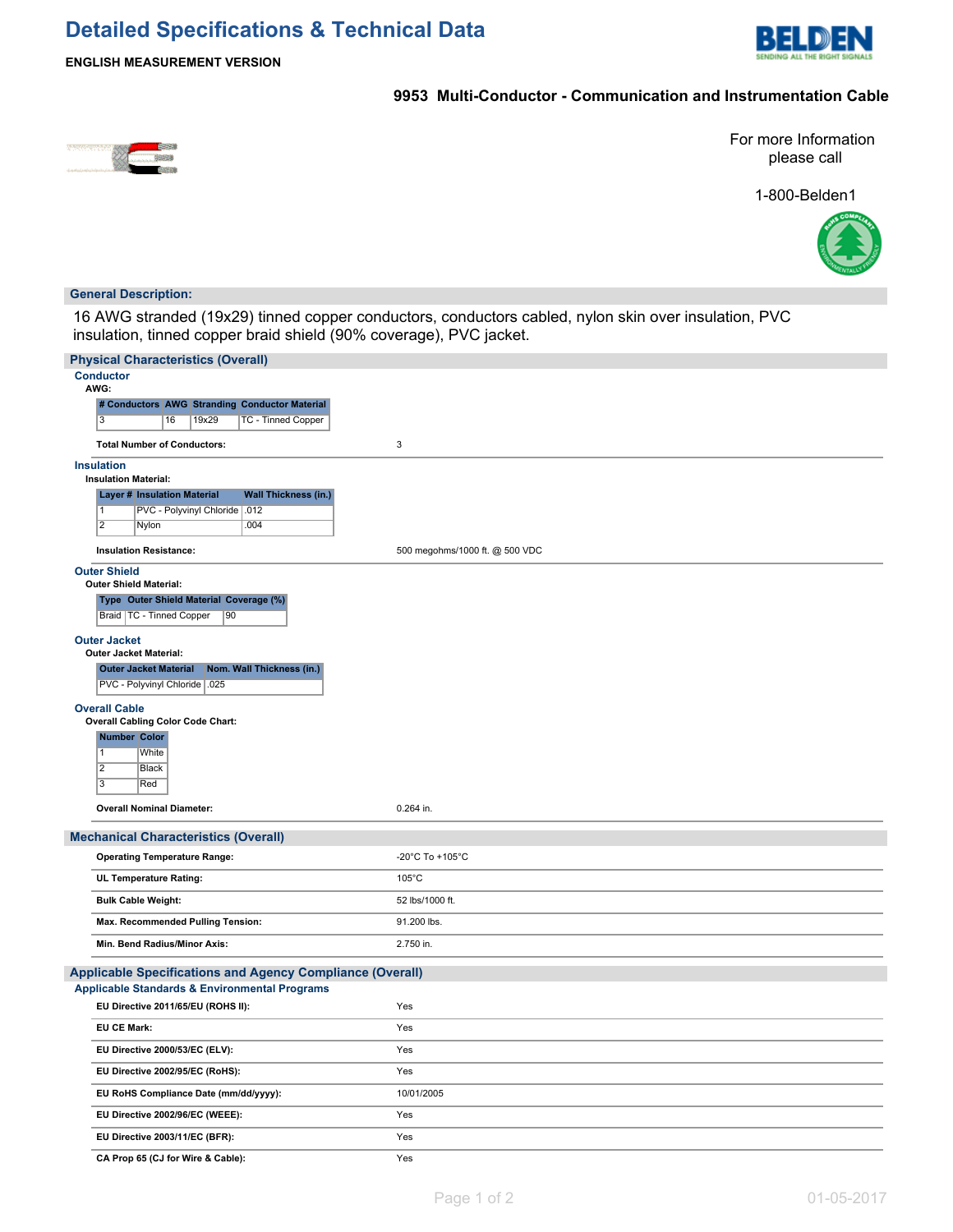# Detailed Specifications & Technical Data

**ENGLISH MEASUREMENT VERSION**

## 9953 Multi-Conductor - Communication and Instrumentation Cable

For more Information please call

1-800-Belden1

## General Description:

16 AWG stranded (19x29) tinned copper conductors, conductors cabled, nylon skin over insulation, PVC insulation, tinned copper braid shield (90% coverage), PVC jacket.

## Physical Characteristics (Overall)

### Conductor

**AWG:**

| # Conductors | AWG | Stranding | Conductor Material |
|---|---|---|---|
| 3 | 16 | 19x29 | TC - Tinned Copper |

**Total Number of Conductors:** 3

### Insulation

**Insulation Material:**

| Layer # | Insulation Material | Wall Thickness (in.) |
|---|---|---|
| 1 | PVC - Polyvinyl Chloride | .012 |
| 2 | Nylon | .004 |

**Insulation Resistance:** 500 megohms/1000 ft. @ 500 VDC

### Outer Shield

**Outer Shield Material:**

| Type | Outer Shield Material | Coverage (%) |
|---|---|---|
| Braid | TC - Tinned Copper | 90 |

### Outer Jacket

**Outer Jacket Material:**

| Outer Jacket Material | Nom. Wall Thickness (in.) |
|---|---|
| PVC - Polyvinyl Chloride | .025 |

### Overall Cable

**Overall Cabling Color Code Chart:**

| Number | Color |
|---|---|
| 1 | White |
| 2 | Black |
| 3 | Red |

**Overall Nominal Diameter:** 0.264 in.

## Mechanical Characteristics (Overall)

| | |
|---|---|
| **Operating Temperature Range:** | -20°C To +105°C |
| **UL Temperature Rating:** | 105°C |
| **Bulk Cable Weight:** | 52 lbs/1000 ft. |
| **Max. Recommended Pulling Tension:** | 91.200 lbs. |
| **Min. Bend Radius/Minor Axis:** | 2.750 in. |

## Applicable Specifications and Agency Compliance (Overall)

### Applicable Standards & Environmental Programs

| | |
|---|---|
| **EU Directive 2011/65/EU (ROHS II):** | Yes |
| **EU CE Mark:** | Yes |
| **EU Directive 2000/53/EC (ELV):** | Yes |
| **EU Directive 2002/95/EC (RoHS):** | Yes |
| **EU RoHS Compliance Date (mm/dd/yyyy):** | 10/01/2005 |
| **EU Directive 2002/96/EC (WEEE):** | Yes |
| **EU Directive 2003/11/EC (BFR):** | Yes |
| **CA Prop 65 (CJ for Wire & Cable):** | Yes |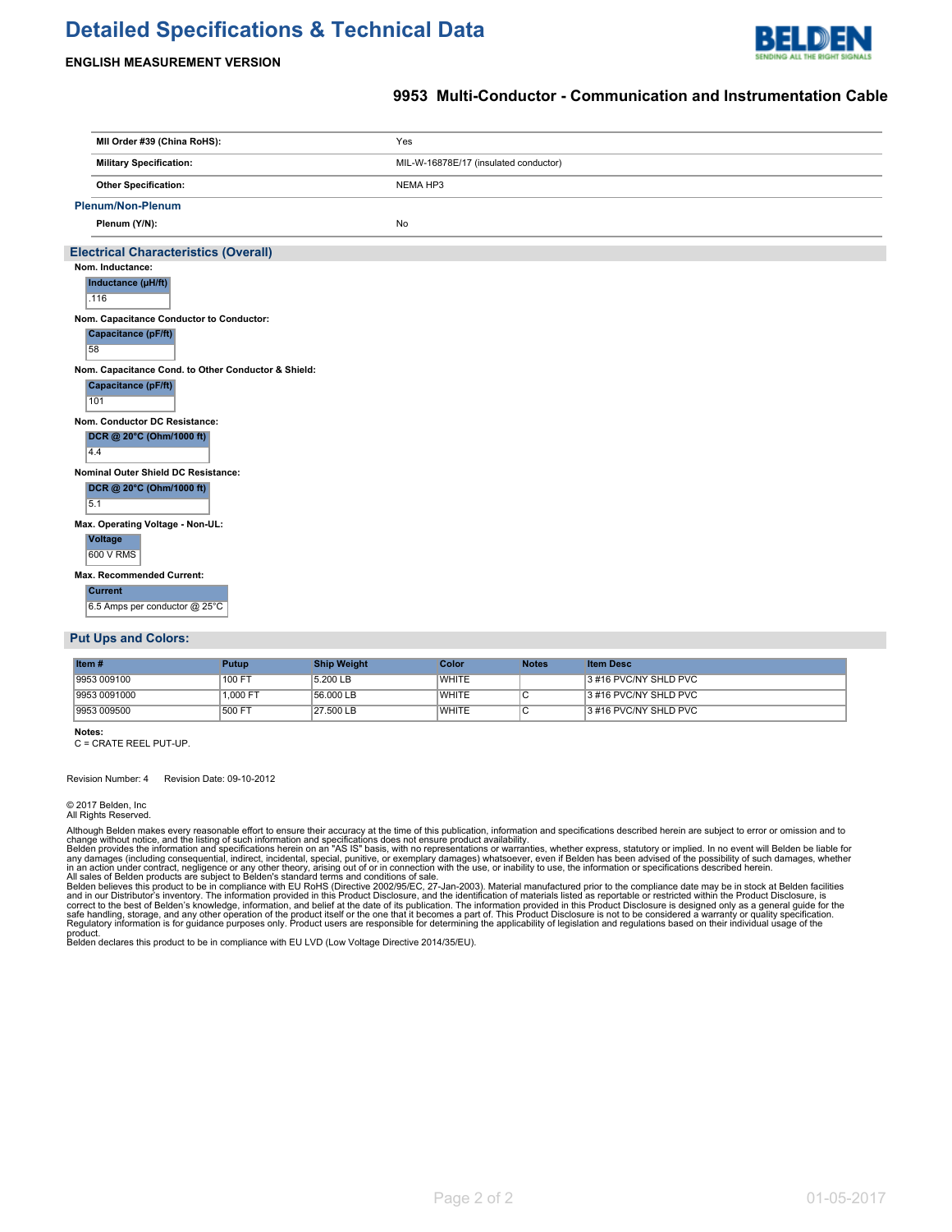# Detailed Specifications & Technical Data

**ENGLISH MEASUREMENT VERSION**

## 9953 Multi-Conductor - Communication and Instrumentation Cable

| | |
|---|---|
| **MII Order #39 (China RoHS):** | Yes |
| **Military Specification:** | MIL-W-16878E/17 (insulated conductor) |
| **Other Specification:** | NEMA HP3 |

### Plenum/Non-Plenum

| | |
|---|---|
| **Plenum (Y/N):** | No |

## Electrical Characteristics (Overall)

**Nom. Inductance:**

| Inductance (µH/ft) |
|---|
| .116 |

**Nom. Capacitance Conductor to Conductor:**

| Capacitance (pF/ft) |
|---|
| 58 |

**Nom. Capacitance Cond. to Other Conductor & Shield:**

| Capacitance (pF/ft) |
|---|
| 101 |

**Nom. Conductor DC Resistance:**

| DCR @ 20°C (Ohm/1000 ft) |
|---|
| 4.4 |

**Nominal Outer Shield DC Resistance:**

| DCR @ 20°C (Ohm/1000 ft) |
|---|
| 5.1 |

**Max. Operating Voltage - Non-UL:**

| Voltage |
|---|
| 600 V RMS |

**Max. Recommended Current:**

| Current |
|---|
| 6.5 Amps per conductor @ 25°C |

## Put Ups and Colors:

| Item # | Putup | Ship Weight | Color | Notes | Item Desc |
|---|---|---|---|---|---|
| 9953 009100 | 100 FT | 5.200 LB | WHITE | | 3 #16 PVC/NY SHLD PVC |
| 9953 0091000 | 1,000 FT | 56.000 LB | WHITE | C | 3 #16 PVC/NY SHLD PVC |
| 9953 009500 | 500 FT | 27.500 LB | WHITE | C | 3 #16 PVC/NY SHLD PVC |

**Notes:**
C = CRATE REEL PUT-UP.

Revision Number: 4 Revision Date: 09-10-2012

© 2017 Belden, Inc
All Rights Reserved.

Although Belden makes every reasonable effort to ensure their accuracy at the time of this publication, information and specifications described herein are subject to error or omission and to change without notice, and the listing of such information and specifications does not ensure product availability.
Belden provides the information and specifications herein on an "AS IS" basis, with no representations or warranties, whether express, statutory or implied. In no event will Belden be liable for any damages (including consequential, indirect, incidental, special, punitive, or exemplary damages) whatsoever, even if Belden has been advised of the possibility of such damages, whether in an action under contract, negligence or any other theory, arising out of or in connection with the use, or inability to use, the information or specifications described herein.
All sales of Belden products are subject to Belden's standard terms and conditions of sale.
Belden believes this product to be in compliance with EU RoHS (Directive 2002/95/EC, 27-Jan-2003). Material manufactured prior to the compliance date may be in stock at Belden facilities and in our Distributor's inventory. The information provided in this Product Disclosure, and the identification of materials listed as reportable or restricted within the Product Disclosure, is correct to the best of Belden's knowledge, information, and belief at the date of its publication. The information provided in this Product Disclosure is designed only as a general guide for the safe handling, storage, and any other operation of the product itself or the one that it becomes a part of. This Product Disclosure is not to be considered a warranty or quality specification. Regulatory information is for guidance purposes only. Product users are responsible for determining the applicability of legislation and regulations based on their individual usage of the product.
Belden declares this product to be in compliance with EU LVD (Low Voltage Directive 2014/35/EU).